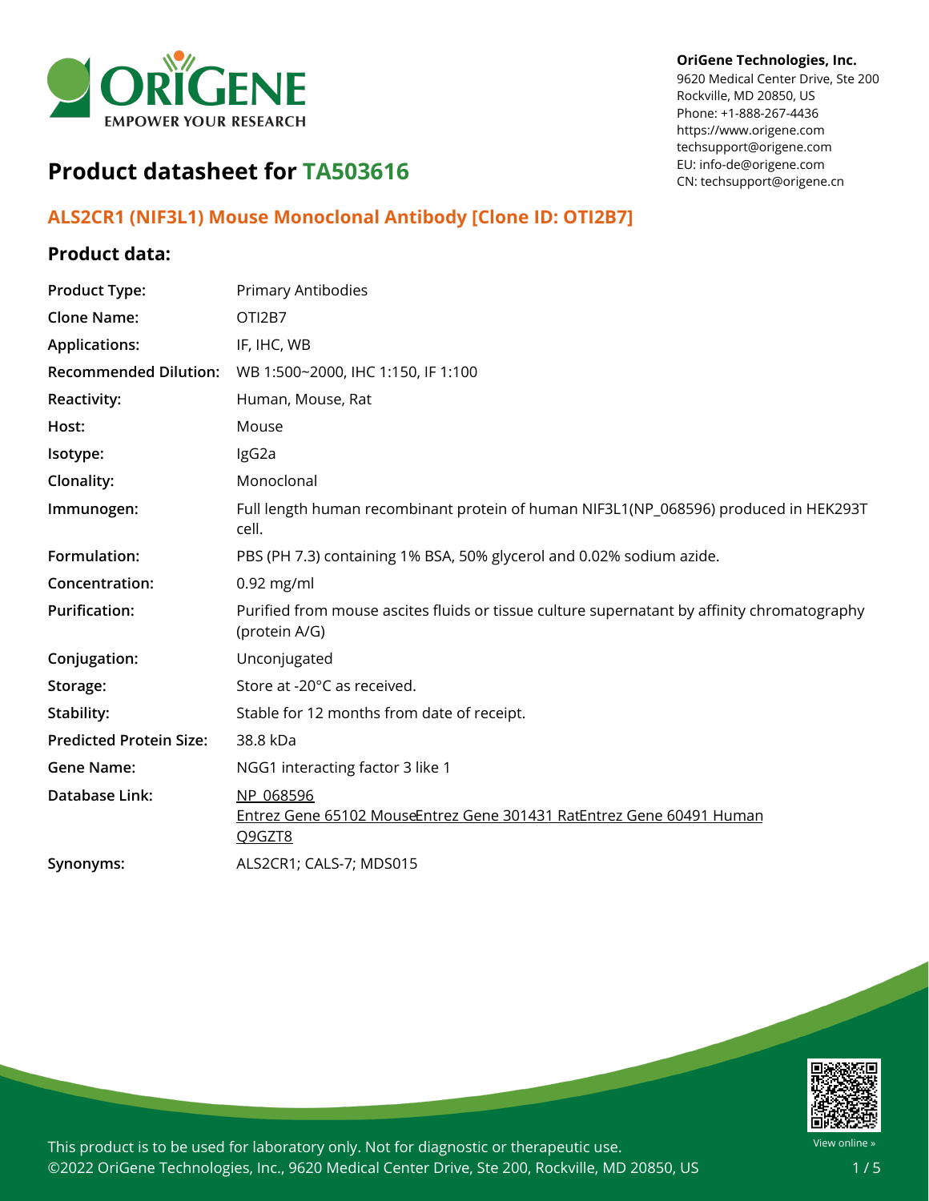**OriGene Technologies, Inc.**
9620 Medical Center Drive, Ste 200
Rockville, MD 20850, US
Phone: +1-888-267-4436
https://www.origene.com
techsupport@origene.com
EU: info-de@origene.com
CN: techsupport@origene.cn

# Product datasheet for TA503616

## ALS2CR1 (NIF3L1) Mouse Monoclonal Antibody [Clone ID: OTI2B7]

### Product data:

| | |
|---|---|
| **Product Type:** | Primary Antibodies |
| **Clone Name:** | OTI2B7 |
| **Applications:** | IF, IHC, WB |
| **Recommended Dilution:** | WB 1:500~2000, IHC 1:150, IF 1:100 |
| **Reactivity:** | Human, Mouse, Rat |
| **Host:** | Mouse |
| **Isotype:** | IgG2a |
| **Clonality:** | Monoclonal |
| **Immunogen:** | Full length human recombinant protein of human NIF3L1(NP_068596) produced in HEK293T cell. |
| **Formulation:** | PBS (PH 7.3) containing 1% BSA, 50% glycerol and 0.02% sodium azide. |
| **Concentration:** | 0.92 mg/ml |
| **Purification:** | Purified from mouse ascites fluids or tissue culture supernatant by affinity chromatography (protein A/G) |
| **Conjugation:** | Unconjugated |
| **Storage:** | Store at -20°C as received. |
| **Stability:** | Stable for 12 months from date of receipt. |
| **Predicted Protein Size:** | 38.8 kDa |
| **Gene Name:** | NGG1 interacting factor 3 like 1 |
| **Database Link:** | NP_068596<br>Entrez Gene 65102 MouseEntrez Gene 301431 RatEntrez Gene 60491 Human<br>Q9GZT8 |
| **Synonyms:** | ALS2CR1; CALS-7; MDS015 |

This product is to be used for laboratory only. Not for diagnostic or therapeutic use.
©2022 OriGene Technologies, Inc., 9620 Medical Center Drive, Ste 200, Rockville, MD 20850, US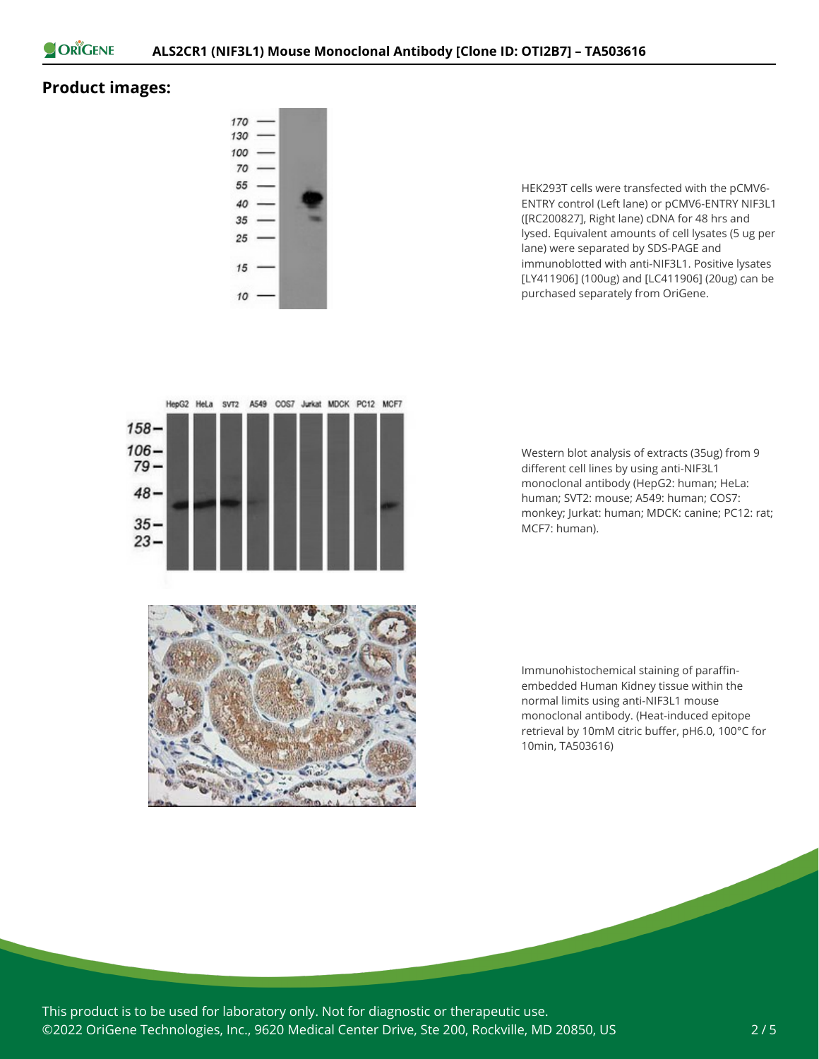## Product images:

HEK293T cells were transfected with the pCMV6-ENTRY control (Left lane) or pCMV6-ENTRY NIF3L1 ([RC200827], Right lane) cDNA for 48 hrs and lysed. Equivalent amounts of cell lysates (5 ug per lane) were separated by SDS-PAGE and immunoblotted with anti-NIF3L1. Positive lysates [LY411906] (100ug) and [LC411906] (20ug) can be purchased separately from OriGene.

Western blot analysis of extracts (35ug) from 9 different cell lines by using anti-NIF3L1 monoclonal antibody (HepG2: human; HeLa: human; SVT2: mouse; A549: human; COS7: monkey; Jurkat: human; MDCK: canine; PC12: rat; MCF7: human).

Immunohistochemical staining of paraffin-embedded Human Kidney tissue within the normal limits using anti-NIF3L1 mouse monoclonal antibody. (Heat-induced epitope retrieval by 10mM citric buffer, pH6.0, 100°C for 10min, TA503616)

This product is to be used for laboratory only. Not for diagnostic or therapeutic use.
©2022 OriGene Technologies, Inc., 9620 Medical Center Drive, Ste 200, Rockville, MD 20850, US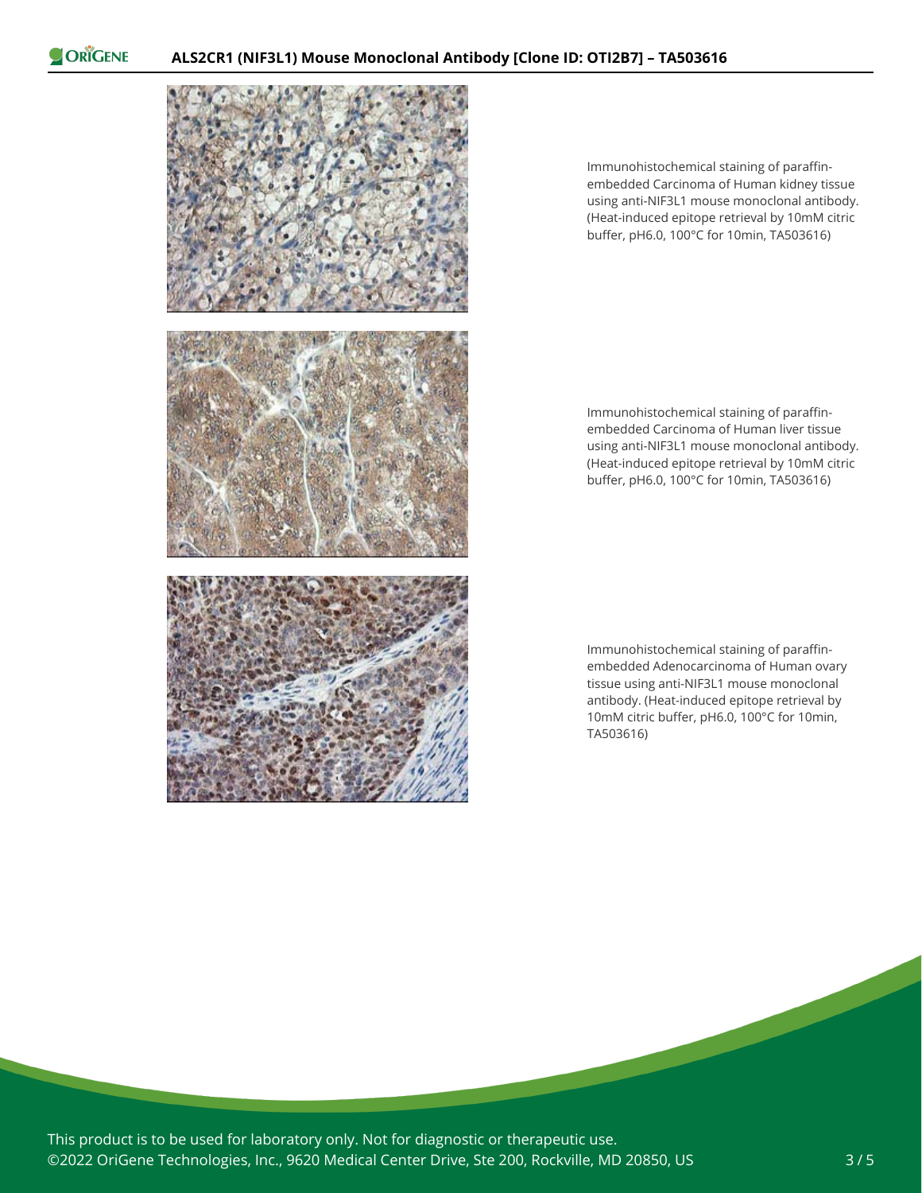Immunohistochemical staining of paraffin-embedded Carcinoma of Human kidney tissue using anti-NIF3L1 mouse monoclonal antibody. (Heat-induced epitope retrieval by 10mM citric buffer, pH6.0, 100°C for 10min, TA503616)

Immunohistochemical staining of paraffin-embedded Carcinoma of Human liver tissue using anti-NIF3L1 mouse monoclonal antibody. (Heat-induced epitope retrieval by 10mM citric buffer, pH6.0, 100°C for 10min, TA503616)

Immunohistochemical staining of paraffin-embedded Adenocarcinoma of Human ovary tissue using anti-NIF3L1 mouse monoclonal antibody. (Heat-induced epitope retrieval by 10mM citric buffer, pH6.0, 100°C for 10min, TA503616)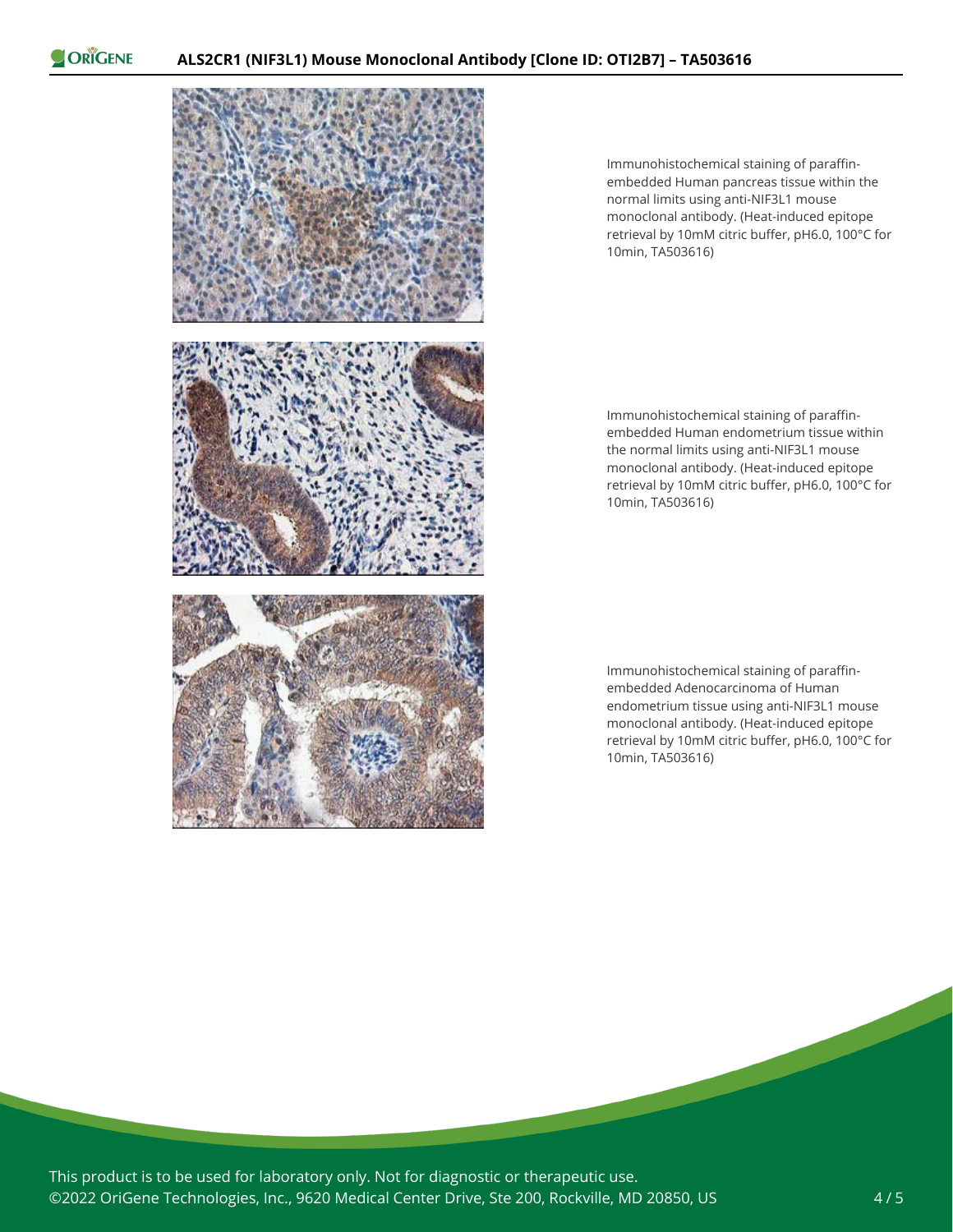Immunohistochemical staining of paraffin-embedded Human pancreas tissue within the normal limits using anti-NIF3L1 mouse monoclonal antibody. (Heat-induced epitope retrieval by 10mM citric buffer, pH6.0, 100°C for 10min, TA503616)

Immunohistochemical staining of paraffin-embedded Human endometrium tissue within the normal limits using anti-NIF3L1 mouse monoclonal antibody. (Heat-induced epitope retrieval by 10mM citric buffer, pH6.0, 100°C for 10min, TA503616)

Immunohistochemical staining of paraffin-embedded Adenocarcinoma of Human endometrium tissue using anti-NIF3L1 mouse monoclonal antibody. (Heat-induced epitope retrieval by 10mM citric buffer, pH6.0, 100°C for 10min, TA503616)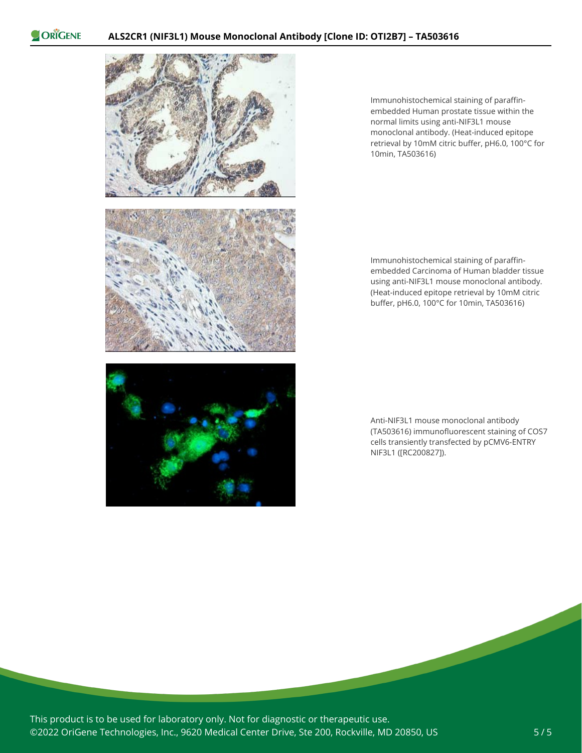Immunohistochemical staining of paraffin-embedded Human prostate tissue within the normal limits using anti-NIF3L1 mouse monoclonal antibody. (Heat-induced epitope retrieval by 10mM citric buffer, pH6.0, 100°C for 10min, TA503616)

Immunohistochemical staining of paraffin-embedded Carcinoma of Human bladder tissue using anti-NIF3L1 mouse monoclonal antibody. (Heat-induced epitope retrieval by 10mM citric buffer, pH6.0, 100°C for 10min, TA503616)

Anti-NIF3L1 mouse monoclonal antibody (TA503616) immunofluorescent staining of COS7 cells transiently transfected by pCMV6-ENTRY NIF3L1 ([RC200827]).

This product is to be used for laboratory only. Not for diagnostic or therapeutic use.
©2022 OriGene Technologies, Inc., 9620 Medical Center Drive, Ste 200, Rockville, MD 20850, US